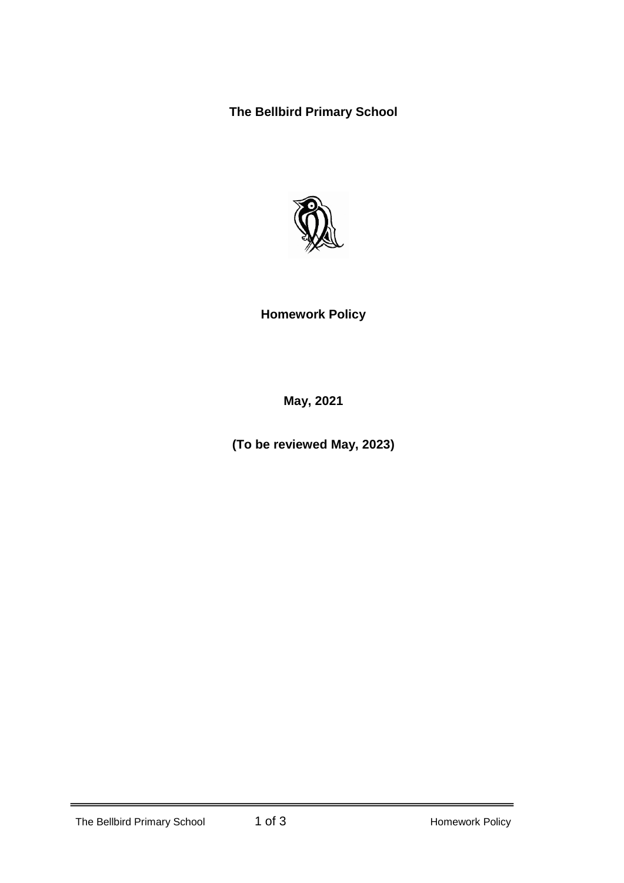# The Bellbird Primary School

## Homework Policy

**May, 2021**

**(To be reviewed May, 2023)**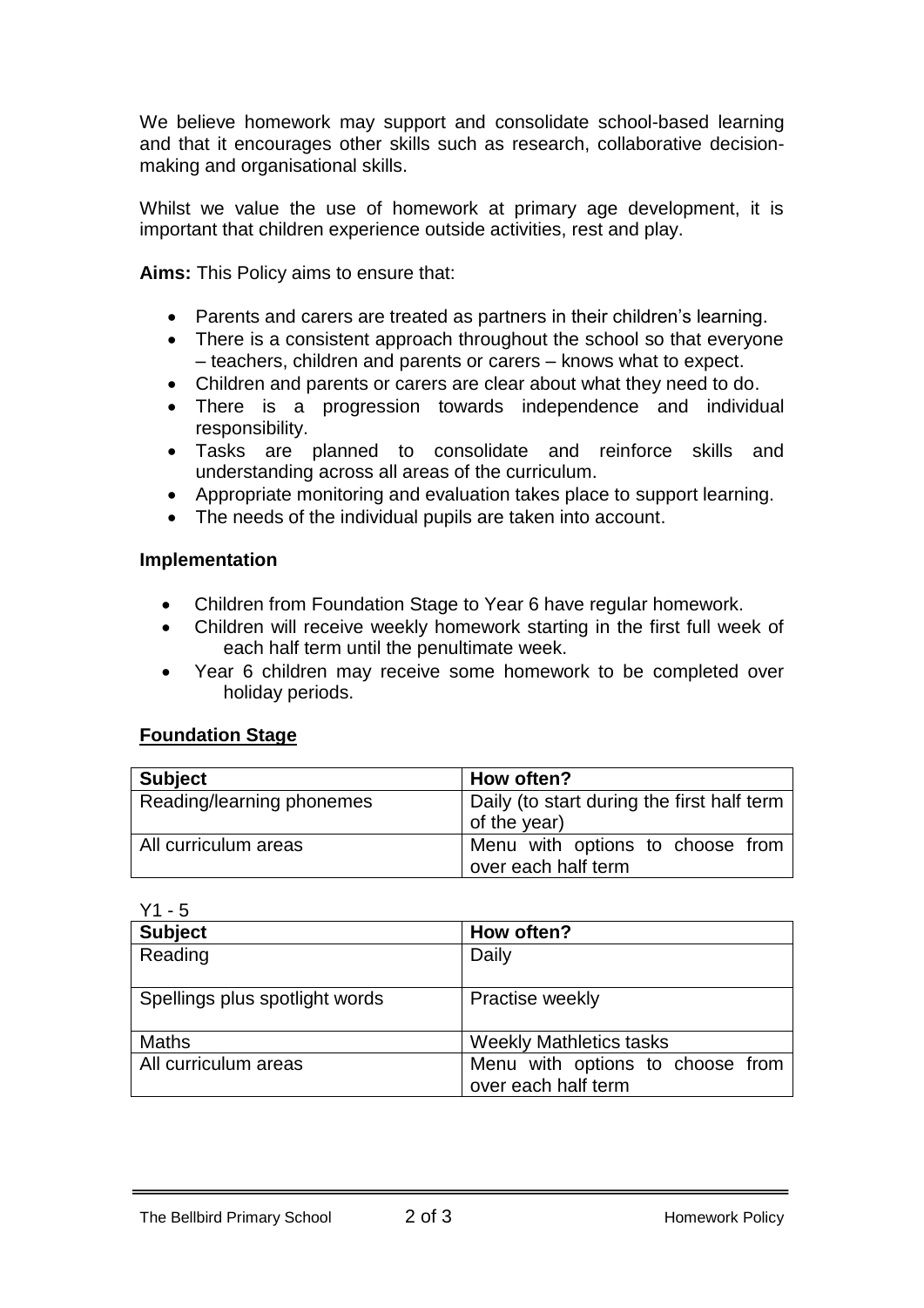We believe homework may support and consolidate school-based learning and that it encourages other skills such as research, collaborative decision-making and organisational skills.

Whilst we value the use of homework at primary age development, it is important that children experience outside activities, rest and play.

**Aims:** This Policy aims to ensure that:

- Parents and carers are treated as partners in their children's learning.
- There is a consistent approach throughout the school so that everyone – teachers, children and parents or carers – knows what to expect.
- Children and parents or carers are clear about what they need to do.
- There is a progression towards independence and individual responsibility.
- Tasks are planned to consolidate and reinforce skills and understanding across all areas of the curriculum.
- Appropriate monitoring and evaluation takes place to support learning.
- The needs of the individual pupils are taken into account.

**Implementation**

- Children from Foundation Stage to Year 6 have regular homework.
- Children will receive weekly homework starting in the first full week of each half term until the penultimate week.
- Year 6 children may receive some homework to be completed over holiday periods.

**Foundation Stage**

| Subject | How often? |
|---|---|
| Reading/learning phonemes | Daily (to start during the first half term of the year) |
| All curriculum areas | Menu with options to choose from over each half term |

Y1 - 5

| Subject | How often? |
|---|---|
| Reading | Daily |
| Spellings plus spotlight words | Practise weekly |
| Maths | Weekly Mathletics tasks |
| All curriculum areas | Menu with options to choose from over each half term |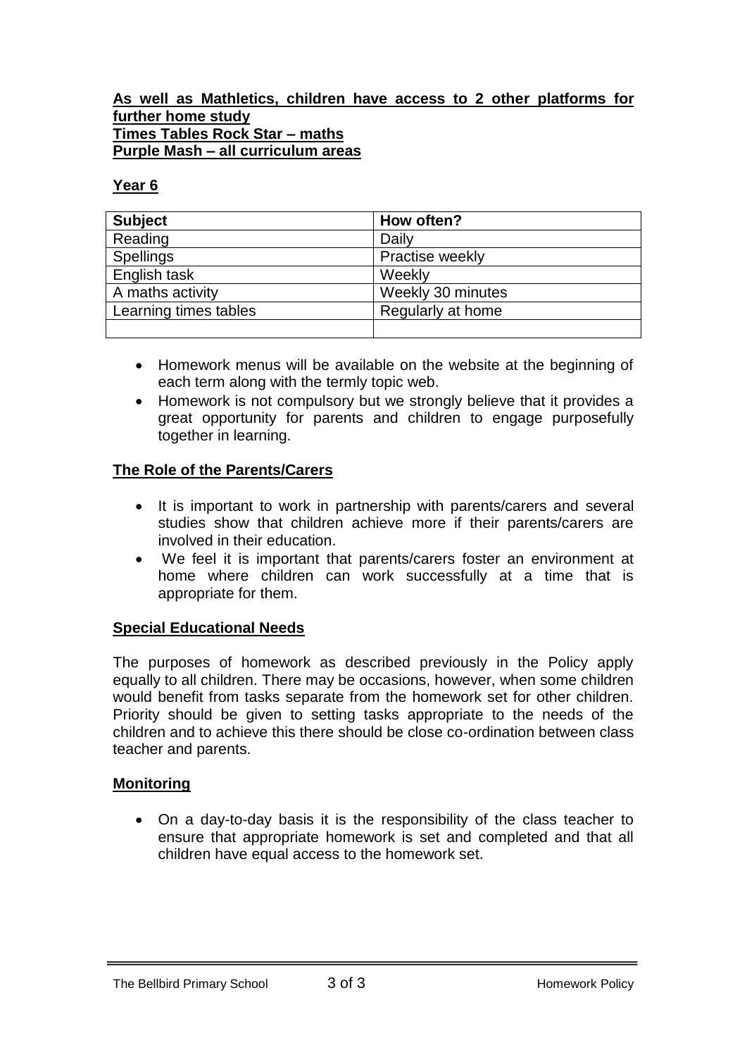**As well as Mathletics, children have access to 2 other platforms for further home study**
**Times Tables Rock Star – maths**
**Purple Mash – all curriculum areas**

**Year 6**

| Subject | How often? |
|---|---|
| Reading | Daily |
| Spellings | Practise weekly |
| English task | Weekly |
| A maths activity | Weekly 30 minutes |
| Learning times tables | Regularly at home |
| | |

- Homework menus will be available on the website at the beginning of each term along with the termly topic web.
- Homework is not compulsory but we strongly believe that it provides a great opportunity for parents and children to engage purposefully together in learning.

**The Role of the Parents/Carers**

- It is important to work in partnership with parents/carers and several studies show that children achieve more if their parents/carers are involved in their education.
- We feel it is important that parents/carers foster an environment at home where children can work successfully at a time that is appropriate for them.

**Special Educational Needs**

The purposes of homework as described previously in the Policy apply equally to all children. There may be occasions, however, when some children would benefit from tasks separate from the homework set for other children. Priority should be given to setting tasks appropriate to the needs of the children and to achieve this there should be close co-ordination between class teacher and parents.

**Monitoring**

- On a day-to-day basis it is the responsibility of the class teacher to ensure that appropriate homework is set and completed and that all children have equal access to the homework set.